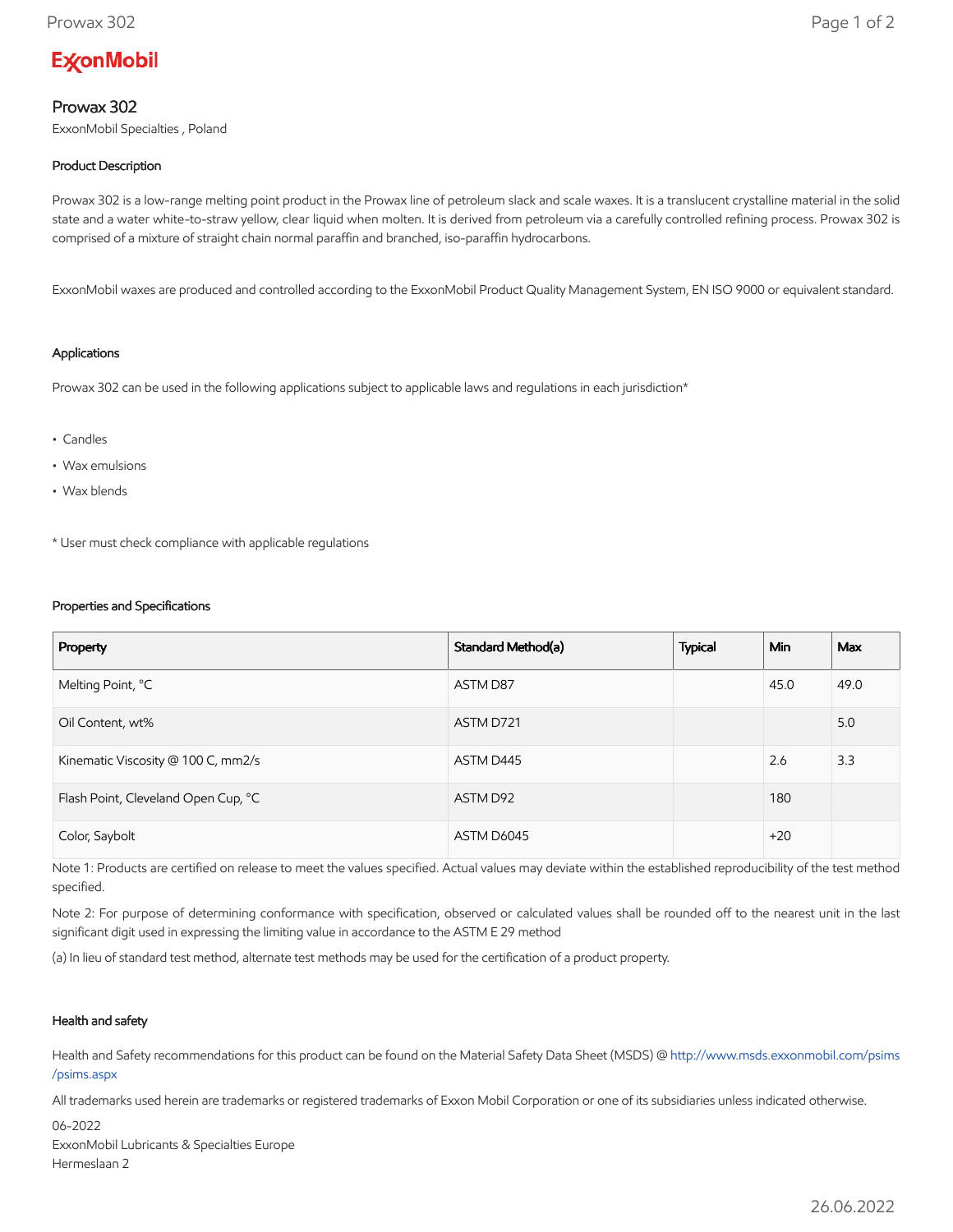ExxonMobil

# Prowax 302

ExxonMobil Specialties , Poland

## Product Description

Prowax 302 is a low-range melting point product in the Prowax line of petroleum slack and scale waxes. It is a translucent crystalline material in the solid state and a water white-to-straw yellow, clear liquid when molten. It is derived from petroleum via a carefully controlled refining process. Prowax 302 is comprised of a mixture of straight chain normal paraffin and branched, iso-paraffin hydrocarbons.

ExxonMobil waxes are produced and controlled according to the ExxonMobil Product Quality Management System, EN ISO 9000 or equivalent standard.

## Applications

Prowax 302 can be used in the following applications subject to applicable laws and regulations in each jurisdiction*

- Candles
- Wax emulsions
- Wax blends

* User must check compliance with applicable regulations

## Properties and Specifications

| Property | Standard Method(a) | Typical | Min | Max |
|---|---|---|---|---|
| Melting Point, °C | ASTM D87 | | 45.0 | 49.0 |
| Oil Content, wt% | ASTM D721 | | | 5.0 |
| Kinematic Viscosity @ 100 C, mm2/s | ASTM D445 | | 2.6 | 3.3 |
| Flash Point, Cleveland Open Cup, °C | ASTM D92 | | 180 | |
| Color, Saybolt | ASTM D6045 | | +20 | |

Note 1: Products are certified on release to meet the values specified. Actual values may deviate within the established reproducibility of the test method specified.

Note 2: For purpose of determining conformance with specification, observed or calculated values shall be rounded off to the nearest unit in the last significant digit used in expressing the limiting value in accordance to the ASTM E 29 method

(a) In lieu of standard test method, alternate test methods may be used for the certification of a product property.

## Health and safety

Health and Safety recommendations for this product can be found on the Material Safety Data Sheet (MSDS) @ http://www.msds.exxonmobil.com/psims/psims.aspx

All trademarks used herein are trademarks or registered trademarks of Exxon Mobil Corporation or one of its subsidiaries unless indicated otherwise.

06-2022
ExxonMobil Lubricants & Specialties Europe
Hermeslaan 2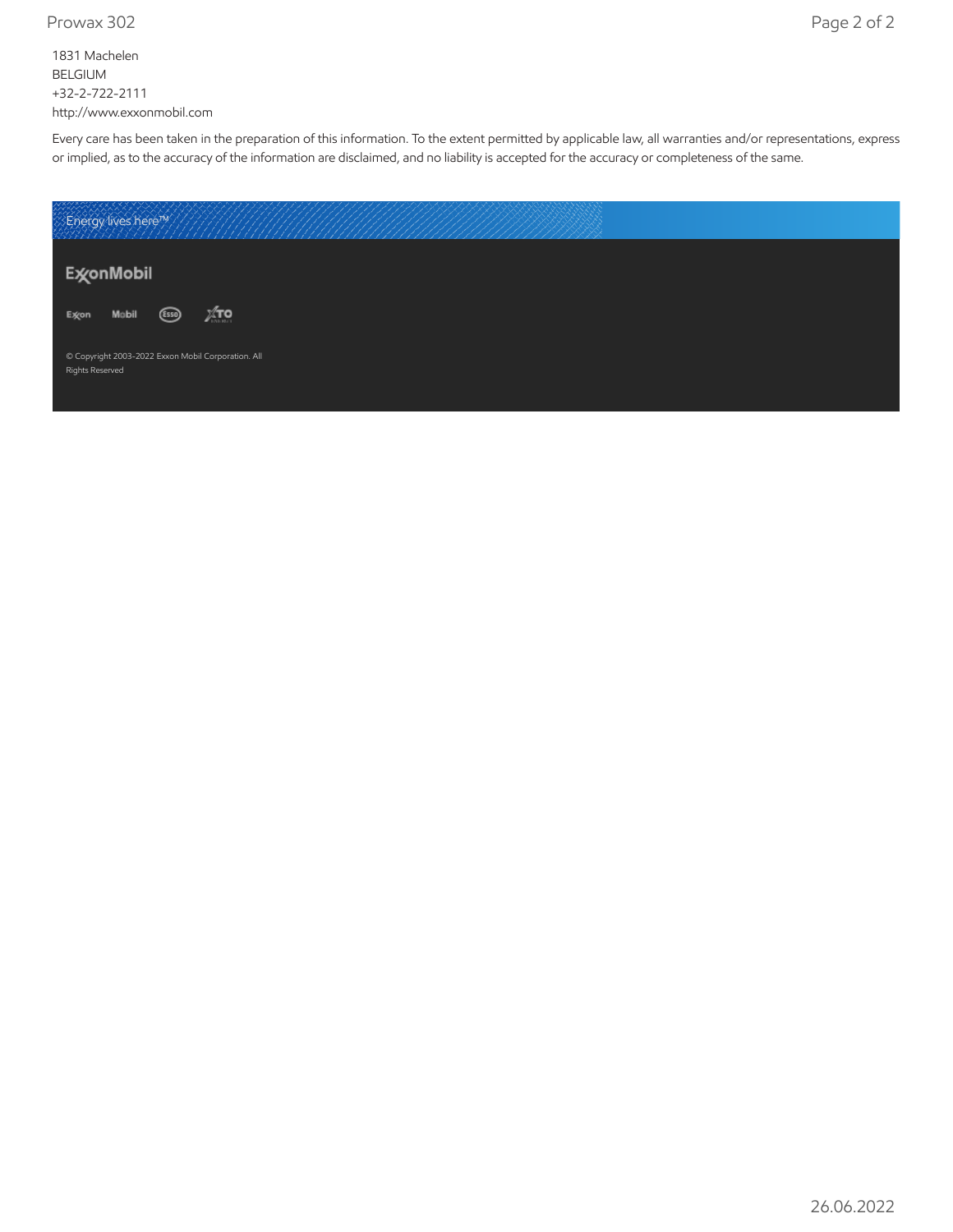1831 Machelen
BELGIUM
+32-2-722-2111
http://www.exxonmobil.com

Every care has been taken in the preparation of this information. To the extent permitted by applicable law, all warranties and/or representations, express or implied, as to the accuracy of the information are disclaimed, and no liability is accepted for the accuracy or completeness of the same.

Energy lives here™

ExxonMobil

Exxon Mobil Esso XTO

© Copyright 2003-2022 Exxon Mobil Corporation. All Rights Reserved

26.06.2022